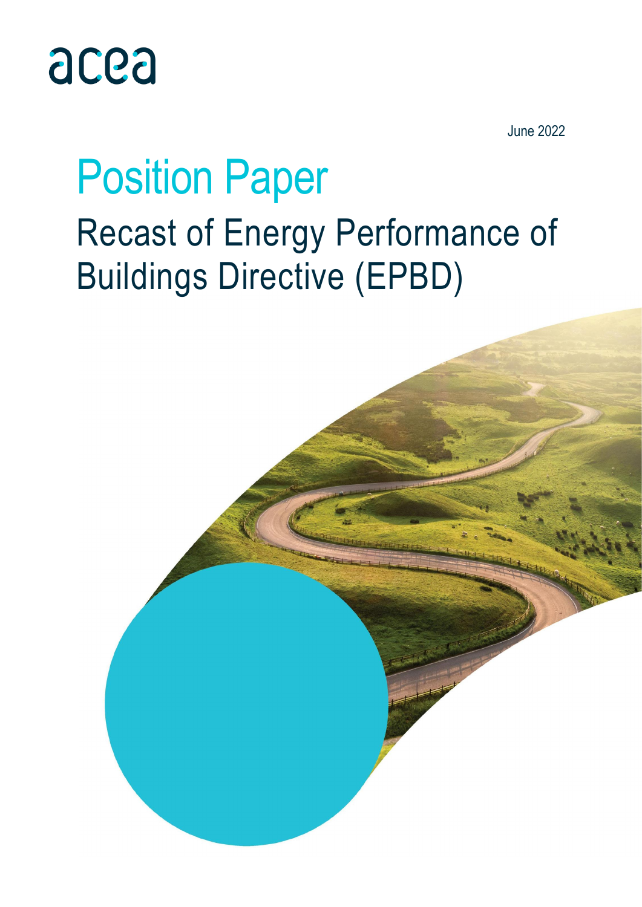acea

June 2022

# Position Paper

## Recast of Energy Performance of Buildings Directive (EPBD)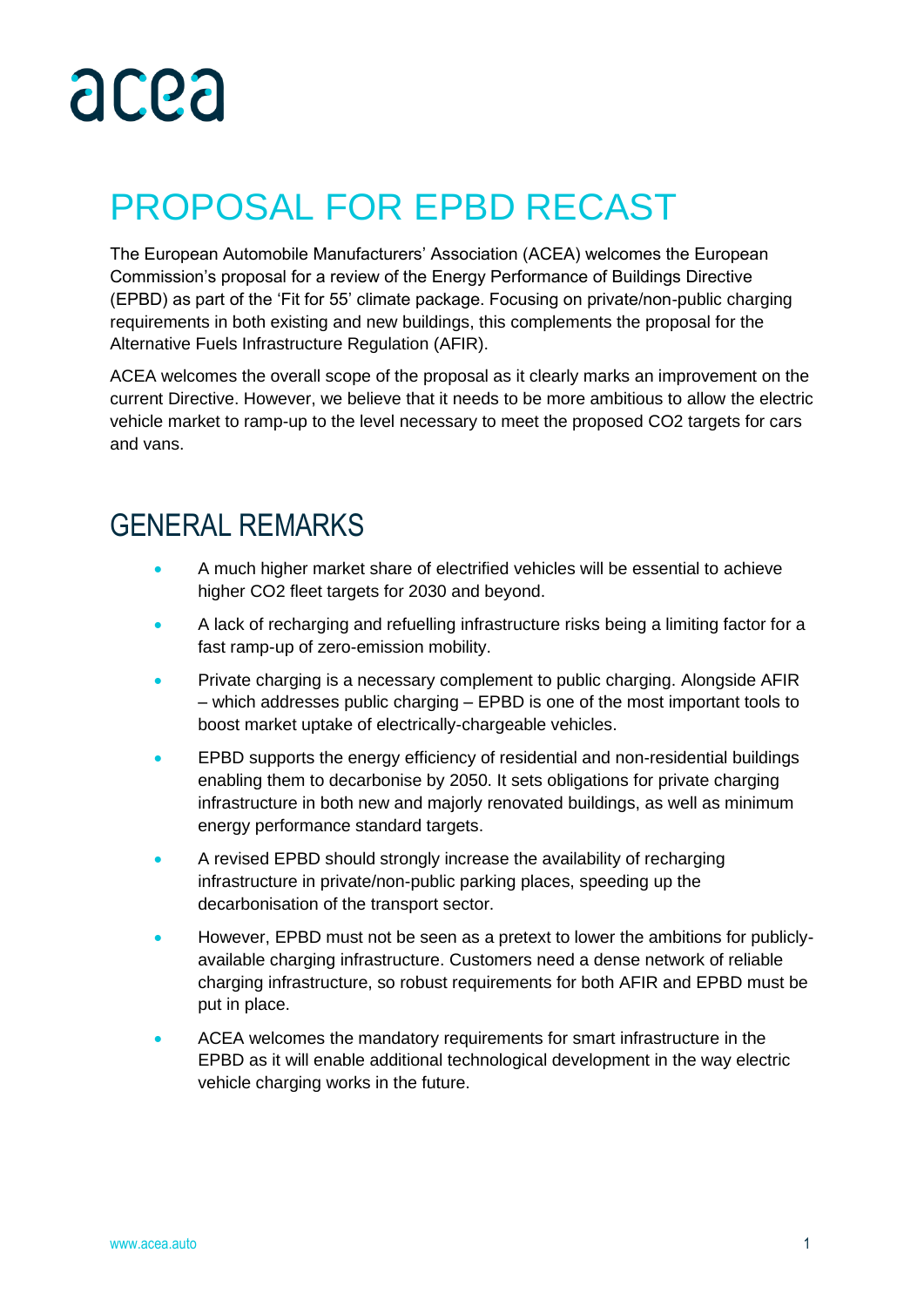# PROPOSAL FOR EPBD RECAST

The European Automobile Manufacturers' Association (ACEA) welcomes the European Commission's proposal for a review of the Energy Performance of Buildings Directive (EPBD) as part of the 'Fit for 55' climate package. Focusing on private/non-public charging requirements in both existing and new buildings, this complements the proposal for the Alternative Fuels Infrastructure Regulation (AFIR).

ACEA welcomes the overall scope of the proposal as it clearly marks an improvement on the current Directive. However, we believe that it needs to be more ambitious to allow the electric vehicle market to ramp-up to the level necessary to meet the proposed $CO_2$ targets for cars and vans.

## GENERAL REMARKS

- A much higher market share of electrified vehicles will be essential to achieve higher $CO_2$ fleet targets for 2030 and beyond.
- A lack of recharging and refuelling infrastructure risks being a limiting factor for a fast ramp-up of zero-emission mobility.
- Private charging is a necessary complement to public charging. Alongside AFIR – which addresses public charging – EPBD is one of the most important tools to boost market uptake of electrically-chargeable vehicles.
- EPBD supports the energy efficiency of residential and non-residential buildings enabling them to decarbonise by 2050. It sets obligations for private charging infrastructure in both new and majorly renovated buildings, as well as minimum energy performance standard targets.
- A revised EPBD should strongly increase the availability of recharging infrastructure in private/non-public parking places, speeding up the decarbonisation of the transport sector.
- However, EPBD must not be seen as a pretext to lower the ambitions for publicly-available charging infrastructure. Customers need a dense network of reliable charging infrastructure, so robust requirements for both AFIR and EPBD must be put in place.
- ACEA welcomes the mandatory requirements for smart infrastructure in the EPBD as it will enable additional technological development in the way electric vehicle charging works in the future.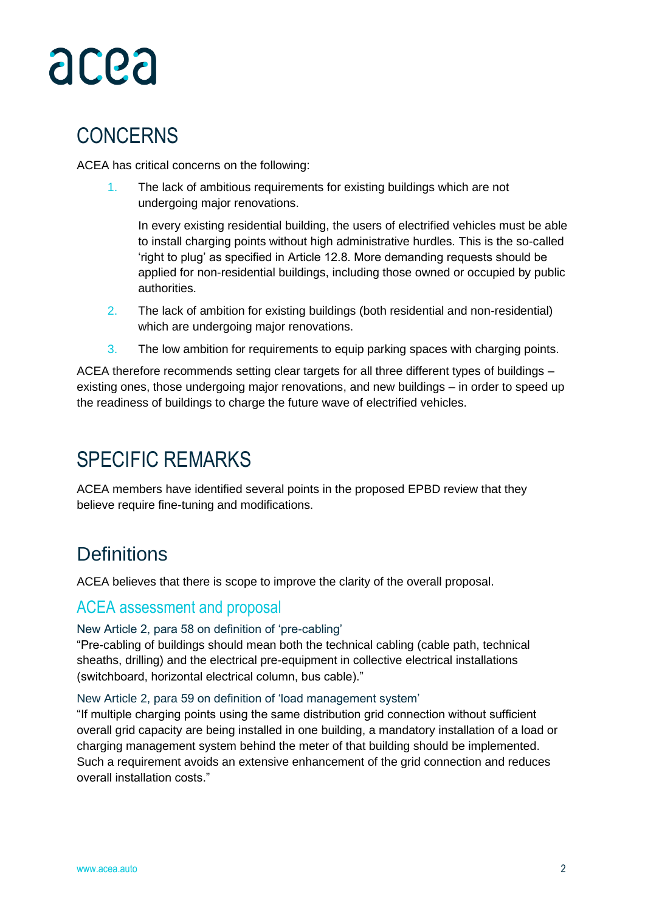## CONCERNS

ACEA has critical concerns on the following:

1. The lack of ambitious requirements for existing buildings which are not undergoing major renovations.

   In every existing residential building, the users of electrified vehicles must be able to install charging points without high administrative hurdles. This is the so-called 'right to plug' as specified in Article 12.8. More demanding requests should be applied for non-residential buildings, including those owned or occupied by public authorities.

2. The lack of ambition for existing buildings (both residential and non-residential) which are undergoing major renovations.

3. The low ambition for requirements to equip parking spaces with charging points.

ACEA therefore recommends setting clear targets for all three different types of buildings – existing ones, those undergoing major renovations, and new buildings – in order to speed up the readiness of buildings to charge the future wave of electrified vehicles.

## SPECIFIC REMARKS

ACEA members have identified several points in the proposed EPBD review that they believe require fine-tuning and modifications.

## Definitions

ACEA believes that there is scope to improve the clarity of the overall proposal.

### ACEA assessment and proposal

#### New Article 2, para 58 on definition of 'pre-cabling'

"Pre-cabling of buildings should mean both the technical cabling (cable path, technical sheaths, drilling) and the electrical pre-equipment in collective electrical installations (switchboard, horizontal electrical column, bus cable)."

#### New Article 2, para 59 on definition of 'load management system'

"If multiple charging points using the same distribution grid connection without sufficient overall grid capacity are being installed in one building, a mandatory installation of a load or charging management system behind the meter of that building should be implemented. Such a requirement avoids an extensive enhancement of the grid connection and reduces overall installation costs."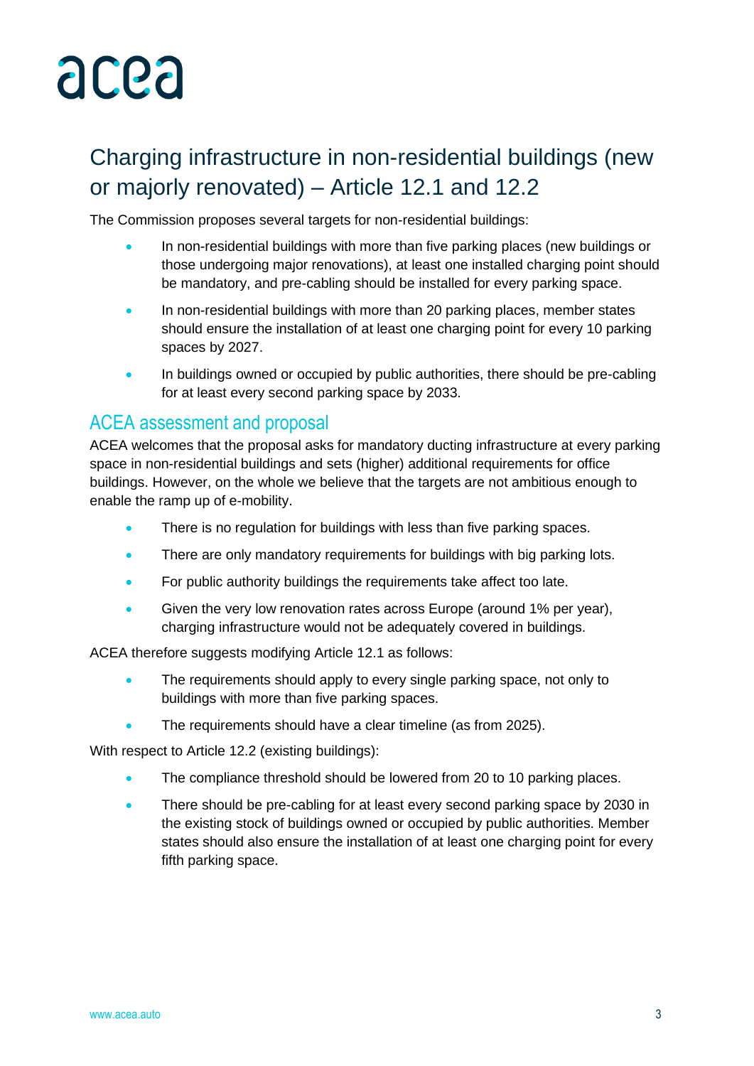## Charging infrastructure in non-residential buildings (new or majorly renovated) – Article 12.1 and 12.2

The Commission proposes several targets for non-residential buildings:

- In non-residential buildings with more than five parking places (new buildings or those undergoing major renovations), at least one installed charging point should be mandatory, and pre-cabling should be installed for every parking space.
- In non-residential buildings with more than 20 parking places, member states should ensure the installation of at least one charging point for every 10 parking spaces by 2027.
- In buildings owned or occupied by public authorities, there should be pre-cabling for at least every second parking space by 2033.

### ACEA assessment and proposal

ACEA welcomes that the proposal asks for mandatory ducting infrastructure at every parking space in non-residential buildings and sets (higher) additional requirements for office buildings. However, on the whole we believe that the targets are not ambitious enough to enable the ramp up of e-mobility.

- There is no regulation for buildings with less than five parking spaces.
- There are only mandatory requirements for buildings with big parking lots.
- For public authority buildings the requirements take affect too late.
- Given the very low renovation rates across Europe (around 1% per year), charging infrastructure would not be adequately covered in buildings.

ACEA therefore suggests modifying Article 12.1 as follows:

- The requirements should apply to every single parking space, not only to buildings with more than five parking spaces.
- The requirements should have a clear timeline (as from 2025).

With respect to Article 12.2 (existing buildings):

- The compliance threshold should be lowered from 20 to 10 parking places.
- There should be pre-cabling for at least every second parking space by 2030 in the existing stock of buildings owned or occupied by public authorities. Member states should also ensure the installation of at least one charging point for every fifth parking space.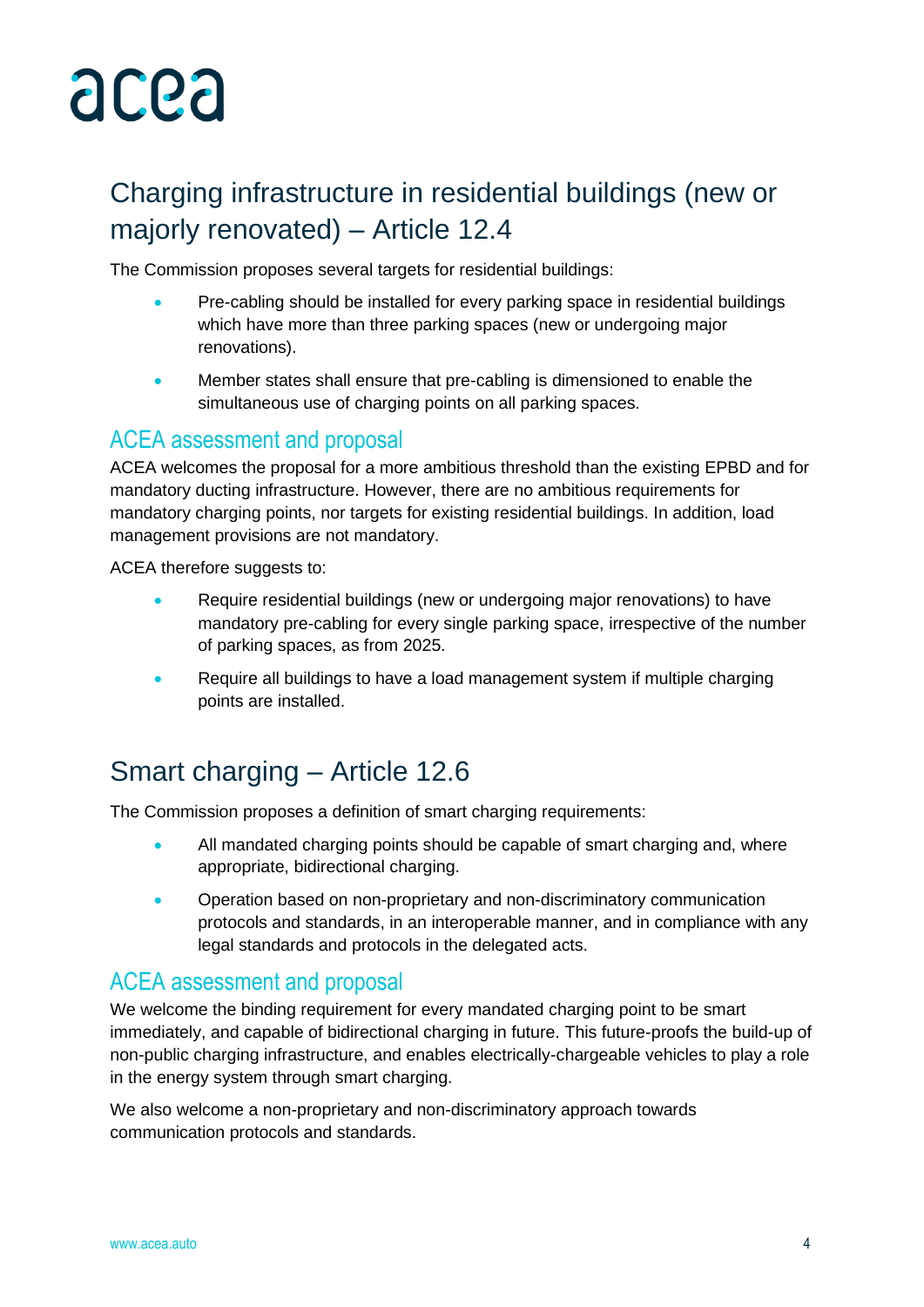## Charging infrastructure in residential buildings (new or majorly renovated) – Article 12.4

The Commission proposes several targets for residential buildings:

- Pre-cabling should be installed for every parking space in residential buildings which have more than three parking spaces (new or undergoing major renovations).
- Member states shall ensure that pre-cabling is dimensioned to enable the simultaneous use of charging points on all parking spaces.

### ACEA assessment and proposal

ACEA welcomes the proposal for a more ambitious threshold than the existing EPBD and for mandatory ducting infrastructure. However, there are no ambitious requirements for mandatory charging points, nor targets for existing residential buildings. In addition, load management provisions are not mandatory.

ACEA therefore suggests to:

- Require residential buildings (new or undergoing major renovations) to have mandatory pre-cabling for every single parking space, irrespective of the number of parking spaces, as from 2025.
- Require all buildings to have a load management system if multiple charging points are installed.

## Smart charging – Article 12.6

The Commission proposes a definition of smart charging requirements:

- All mandated charging points should be capable of smart charging and, where appropriate, bidirectional charging.
- Operation based on non-proprietary and non-discriminatory communication protocols and standards, in an interoperable manner, and in compliance with any legal standards and protocols in the delegated acts.

### ACEA assessment and proposal

We welcome the binding requirement for every mandated charging point to be smart immediately, and capable of bidirectional charging in future. This future-proofs the build-up of non-public charging infrastructure, and enables electrically-chargeable vehicles to play a role in the energy system through smart charging.

We also welcome a non-proprietary and non-discriminatory approach towards communication protocols and standards.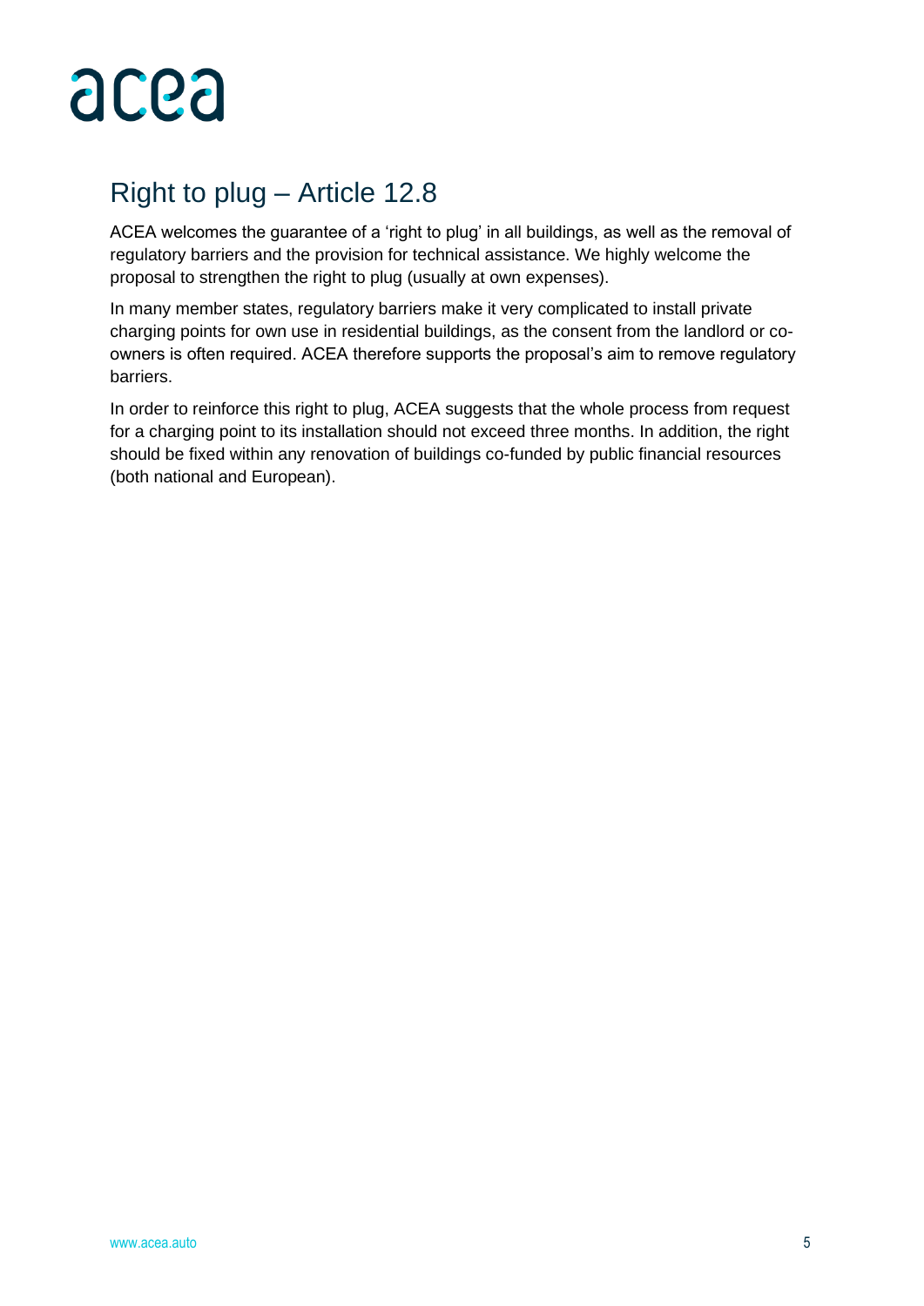## Right to plug – Article 12.8

ACEA welcomes the guarantee of a 'right to plug' in all buildings, as well as the removal of regulatory barriers and the provision for technical assistance. We highly welcome the proposal to strengthen the right to plug (usually at own expenses).

In many member states, regulatory barriers make it very complicated to install private charging points for own use in residential buildings, as the consent from the landlord or co-owners is often required. ACEA therefore supports the proposal's aim to remove regulatory barriers.

In order to reinforce this right to plug, ACEA suggests that the whole process from request for a charging point to its installation should not exceed three months. In addition, the right should be fixed within any renovation of buildings co-funded by public financial resources (both national and European).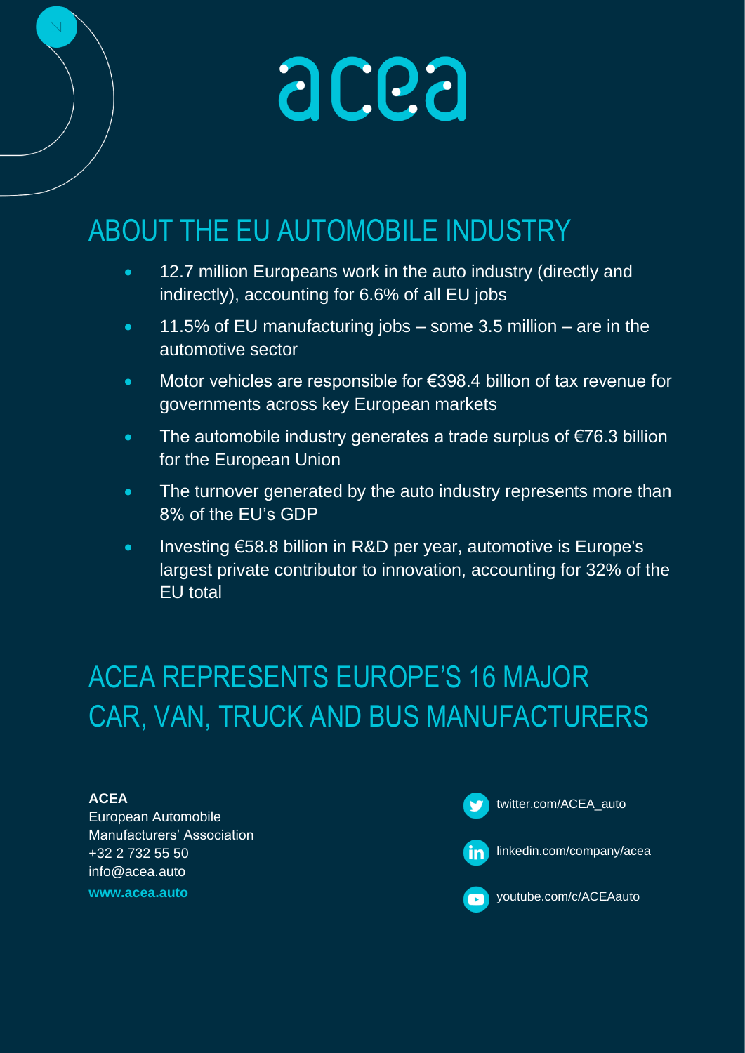acea

## ABOUT THE EU AUTOMOBILE INDUSTRY

- 12.7 million Europeans work in the auto industry (directly and indirectly), accounting for 6.6% of all EU jobs
- 11.5% of EU manufacturing jobs – some 3.5 million – are in the automotive sector
- Motor vehicles are responsible for €398.4 billion of tax revenue for governments across key European markets
- The automobile industry generates a trade surplus of €76.3 billion for the European Union
- The turnover generated by the auto industry represents more than 8% of the EU's GDP
- Investing €58.8 billion in R&D per year, automotive is Europe's largest private contributor to innovation, accounting for 32% of the EU total

## ACEA REPRESENTS EUROPE'S 16 MAJOR CAR, VAN, TRUCK AND BUS MANUFACTURERS

**ACEA**
European Automobile Manufacturers' Association
+32 2 732 55 50
info@acea.auto
**www.acea.auto**

twitter.com/ACEA_auto
linkedin.com/company/acea
youtube.com/c/ACEAauto